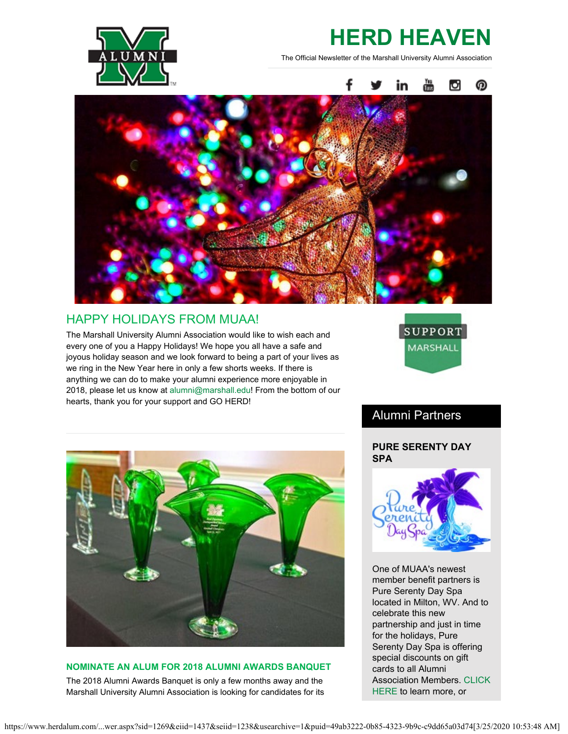# HERD HEAVEN

The Official Newsletter of the Marshall University Alumni Association

## HAPPY HOLIDAYS FROM MUAA!

The Marshall University Alumni Association would like to wish each and every one of you a Happy Holidays! We hope you all have a safe and joyous holiday season and we look forward to being a part of your lives as we ring in the New Year here in only a few shorts weeks. If there is anything we can do to make your alumni experience more enjoyable in 2018, please let us know at alumni@marshall.edu! From the bottom of our hearts, thank you for your support and GO HERD!

### NOMINATE AN ALUM FOR 2018 ALUMNI AWARDS BANQUET

The 2018 Alumni Awards Banquet is only a few months away and the Marshall University Alumni Association is looking for candidates for its

SUPPORT MARSHALL

## Alumni Partners

### PURE SERENTY DAY SPA

One of MUAA's newest member benefit partners is Pure Serenty Day Spa located in Milton, WV. And to celebrate this new partnership and just in time for the holidays, Pure Serenty Day Spa is offering special discounts on gift cards to all Alumni Association Members. CLICK HERE to learn more, or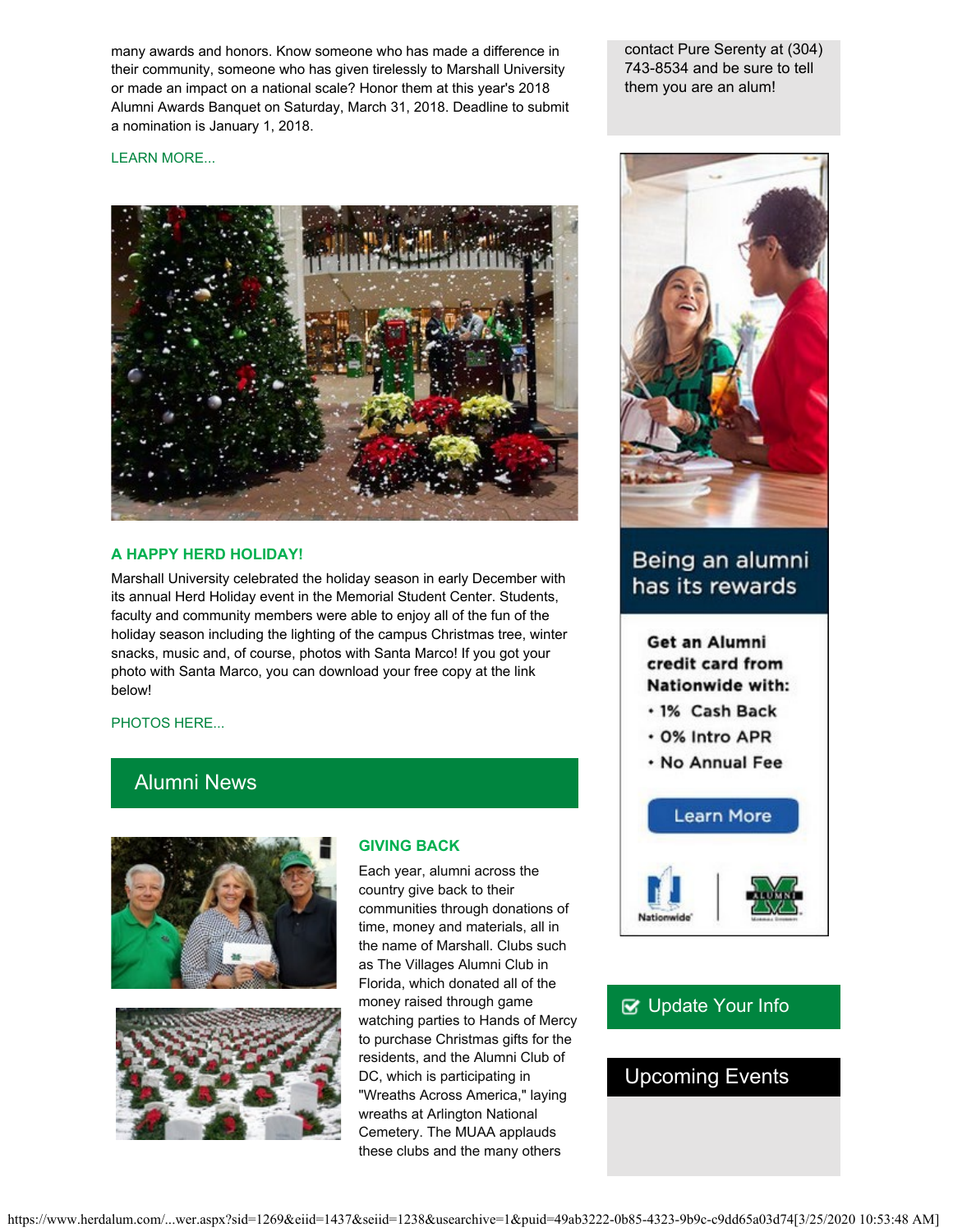many awards and honors. Know someone who has made a difference in their community, someone who has given tirelessly to Marshall University or made an impact on a national scale? Honor them at this year's 2018 Alumni Awards Banquet on Saturday, March 31, 2018. Deadline to submit a nomination is January 1, 2018.

LEARN MORE...

### A HAPPY HERD HOLIDAY!

Marshall University celebrated the holiday season in early December with its annual Herd Holiday event in the Memorial Student Center. Students, faculty and community members were able to enjoy all of the fun of the holiday season including the lighting of the campus Christmas tree, winter snacks, music and, of course, photos with Santa Marco! If you got your photo with Santa Marco, you can download your free copy at the link below!

PHOTOS HERE...

## Alumni News

### GIVING BACK

Each year, alumni across the country give back to their communities through donations of time, money and materials, all in the name of Marshall. Clubs such as The Villages Alumni Club in Florida, which donated all of the money raised through game watching parties to Hands of Mercy to purchase Christmas gifts for the residents, and the Alumni Club of DC, which is participating in "Wreaths Across America," laying wreaths at Arlington National Cemetery. The MUAA applauds these clubs and the many others

contact Pure Serenty at (304) 743-8534 and be sure to tell them you are an alum!

Being an alumni has its rewards

**Get an Alumni credit card from Nationwide with:**

- 1% Cash Back
- 0% Intro APR
- No Annual Fee

Learn More

Update Your Info

## Upcoming Events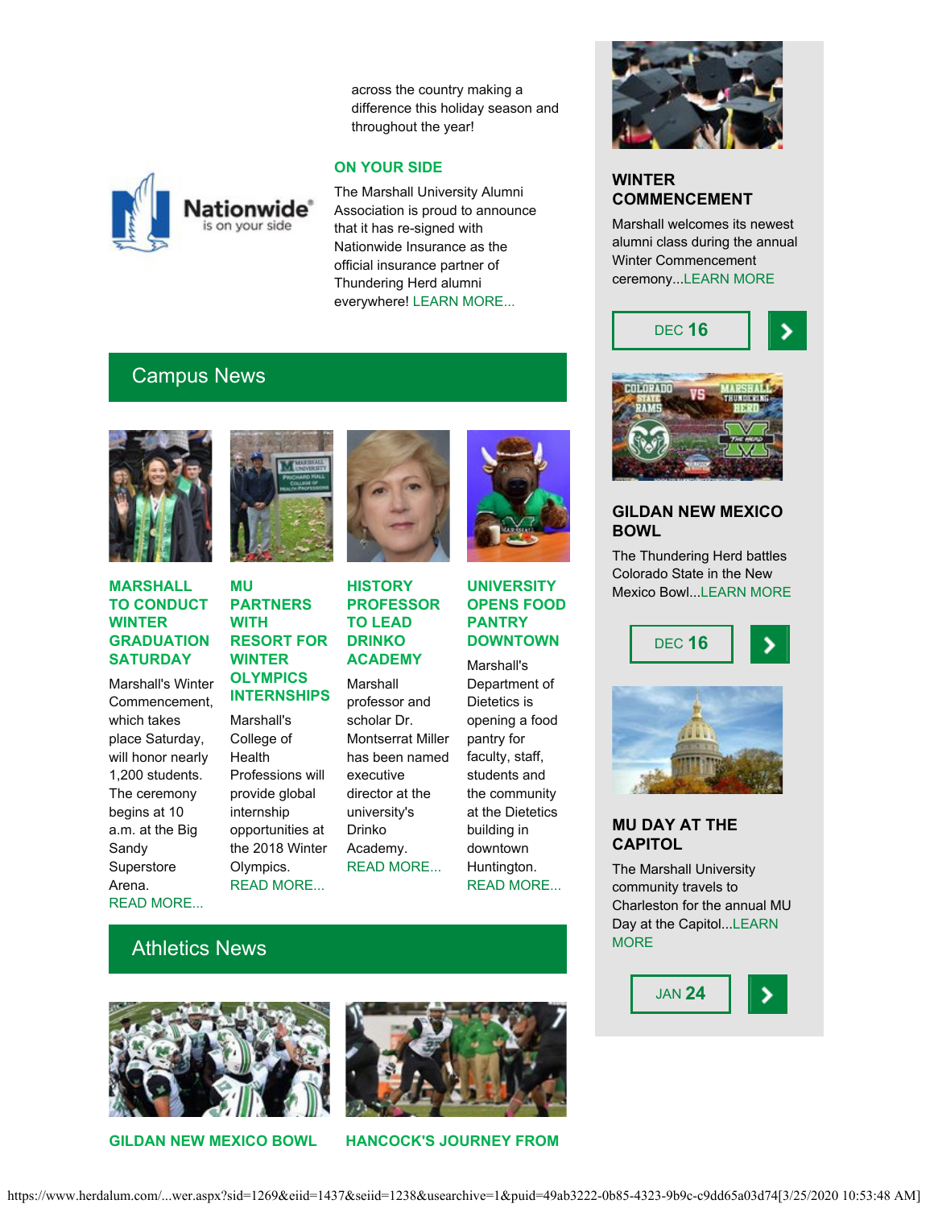across the country making a difference this holiday season and throughout the year!

### ON YOUR SIDE

The Marshall University Alumni Association is proud to announce that it has re-signed with Nationwide Insurance as the official insurance partner of Thundering Herd alumni everywhere! LEARN MORE...

## Campus News

### MARSHALL TO CONDUCT WINTER GRADUATION SATURDAY

Marshall's Winter Commencement, which takes place Saturday, will honor nearly 1,200 students. The ceremony begins at 10 a.m. at the Big Sandy Superstore Arena. READ MORE...

### MU PARTNERS WITH RESORT FOR WINTER OLYMPICS INTERNSHIPS

Marshall's College of Health Professions will provide global internship opportunities at the 2018 Winter Olympics. READ MORE...

### HISTORY PROFESSOR TO LEAD DRINKO ACADEMY

Marshall professor and scholar Dr. Montserrat Miller has been named executive director at the university's Drinko Academy. READ MORE...

### UNIVERSITY OPENS FOOD PANTRY DOWNTOWN

Marshall's Department of Dietetics is opening a food pantry for faculty, staff, students and the community at the Dietetics building in downtown Huntington. READ MORE...

## Athletics News

### GILDAN NEW MEXICO BOWL

### HANCOCK'S JOURNEY FROM

### WINTER COMMENCEMENT

Marshall welcomes its newest alumni class during the annual Winter Commencement ceremony...LEARN MORE

DEC 16

### GILDAN NEW MEXICO BOWL

The Thundering Herd battles Colorado State in the New Mexico Bowl...LEARN MORE

DEC 16

### MU DAY AT THE CAPITOL

The Marshall University community travels to Charleston for the annual MU Day at the Capitol...LEARN MORE

JAN 24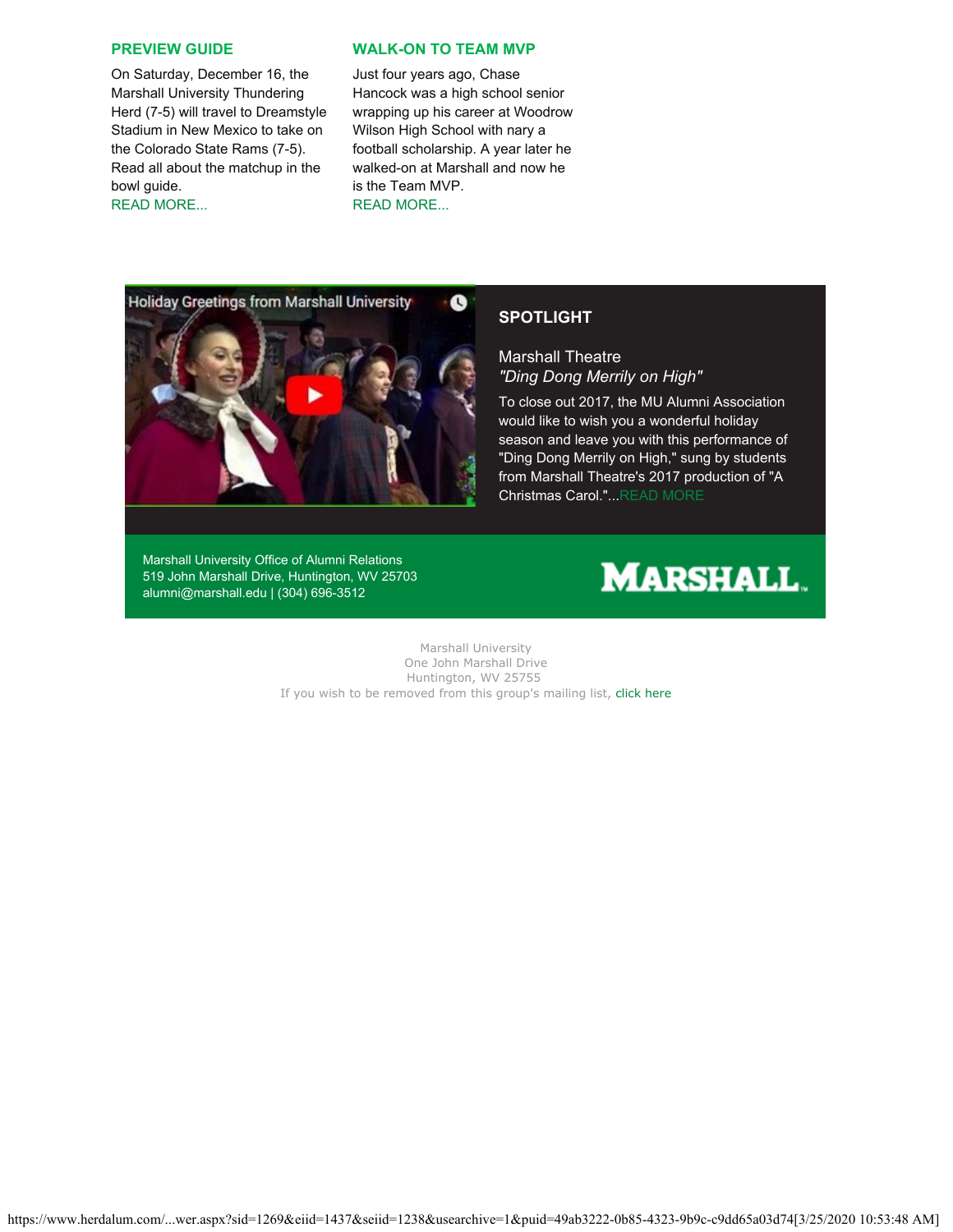## PREVIEW GUIDE

On Saturday, December 16, the Marshall University Thundering Herd (7-5) will travel to Dreamstyle Stadium in New Mexico to take on the Colorado State Rams (7-5). Read all about the matchup in the bowl guide.
READ MORE...

## WALK-ON TO TEAM MVP

Just four years ago, Chase Hancock was a high school senior wrapping up his career at Woodrow Wilson High School with nary a football scholarship. A year later he walked-on at Marshall and now he is the Team MVP.
READ MORE...

Holiday Greetings from Marshall University

## SPOTLIGHT

Marshall Theatre
*"Ding Dong Merrily on High"*

To close out 2017, the MU Alumni Association would like to wish you a wonderful holiday season and leave you with this performance of "Ding Dong Merrily on High," sung by students from Marshall Theatre's 2017 production of "A Christmas Carol."...READ MORE

Marshall University Office of Alumni Relations
519 John Marshall Drive, Huntington, WV 25703
alumni@marshall.edu | (304) 696-3512

MARSHALL

Marshall University
One John Marshall Drive
Huntington, WV 25755
If you wish to be removed from this group's mailing list, click here